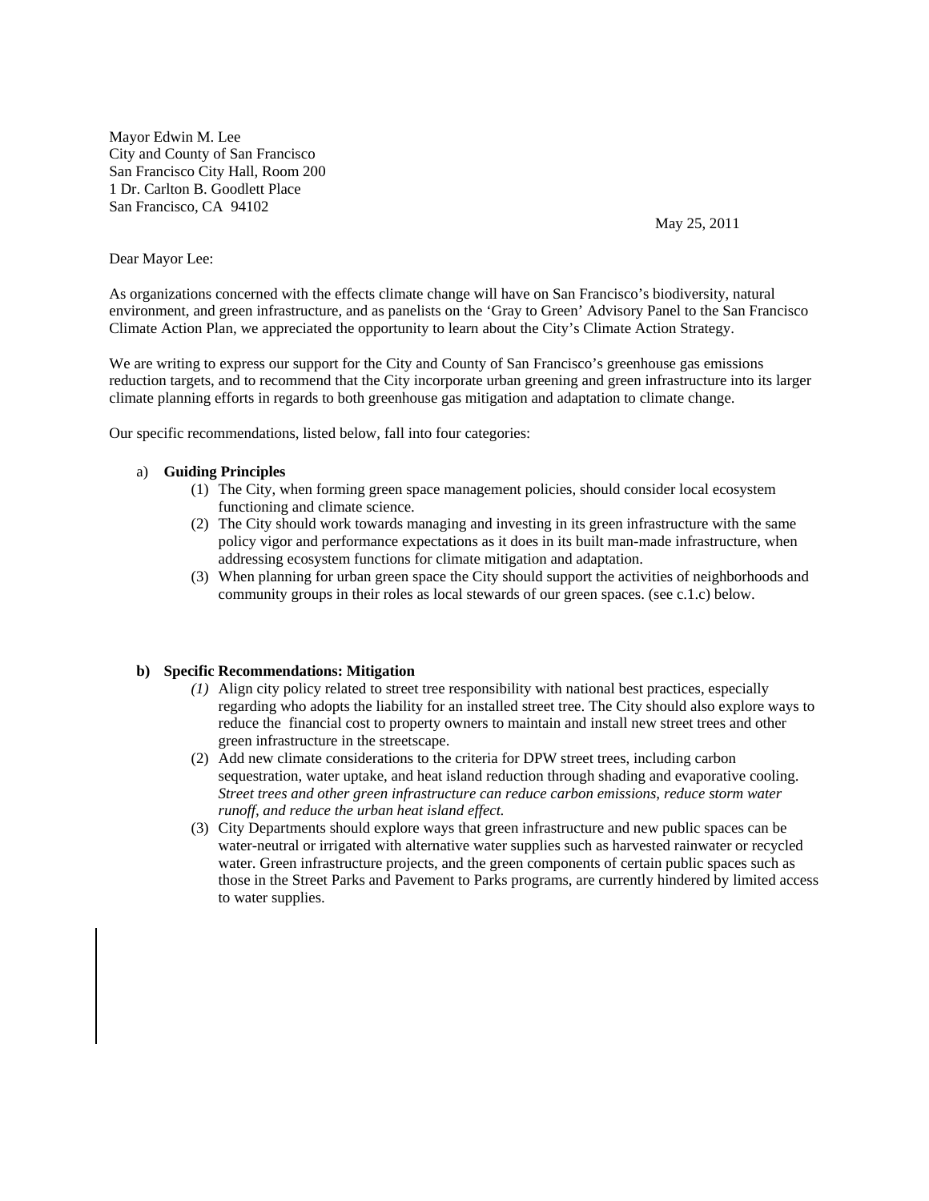Mayor Edwin M. Lee
City and County of San Francisco
San Francisco City Hall, Room 200
1 Dr. Carlton B. Goodlett Place
San Francisco, CA 94102

May 25, 2011

Dear Mayor Lee:

As organizations concerned with the effects climate change will have on San Francisco's biodiversity, natural environment, and green infrastructure, and as panelists on the 'Gray to Green' Advisory Panel to the San Francisco Climate Action Plan, we appreciated the opportunity to learn about the City's Climate Action Strategy.

We are writing to express our support for the City and County of San Francisco's greenhouse gas emissions reduction targets, and to recommend that the City incorporate urban greening and green infrastructure into its larger climate planning efforts in regards to both greenhouse gas mitigation and adaptation to climate change.

Our specific recommendations, listed below, fall into four categories:

a) **Guiding Principles**
   (1) The City, when forming green space management policies, should consider local ecosystem functioning and climate science.
   (2) The City should work towards managing and investing in its green infrastructure with the same policy vigor and performance expectations as it does in its built man-made infrastructure, when addressing ecosystem functions for climate mitigation and adaptation.
   (3) When planning for urban green space the City should support the activities of neighborhoods and community groups in their roles as local stewards of our green spaces. (see c.1.c) below.

**b) Specific Recommendations: Mitigation**
   *(1)* Align city policy related to street tree responsibility with national best practices, especially regarding who adopts the liability for an installed street tree. The City should also explore ways to reduce the financial cost to property owners to maintain and install new street trees and other green infrastructure in the streetscape.
   (2) Add new climate considerations to the criteria for DPW street trees, including carbon sequestration, water uptake, and heat island reduction through shading and evaporative cooling. *Street trees and other green infrastructure can reduce carbon emissions, reduce storm water runoff, and reduce the urban heat island effect.*
   (3) City Departments should explore ways that green infrastructure and new public spaces can be water-neutral or irrigated with alternative water supplies such as harvested rainwater or recycled water. Green infrastructure projects, and the green components of certain public spaces such as those in the Street Parks and Pavement to Parks programs, are currently hindered by limited access to water supplies.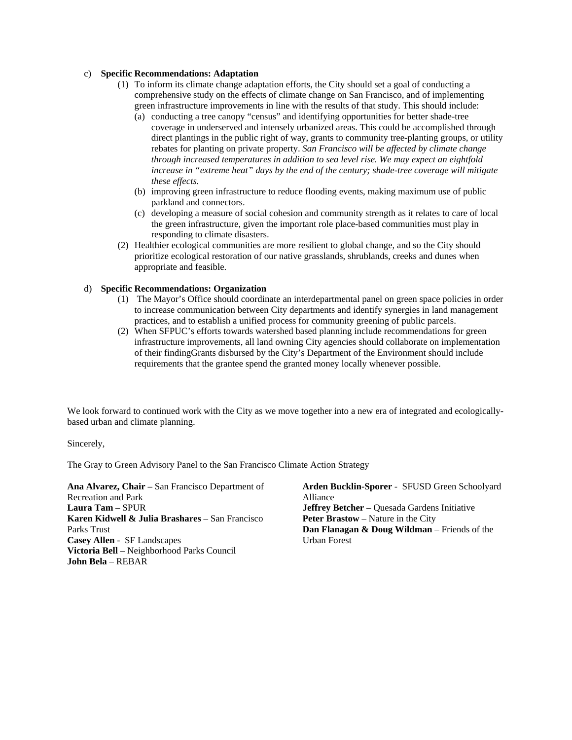c) **Specific Recommendations: Adaptation**

(1) To inform its climate change adaptation efforts, the City should set a goal of conducting a comprehensive study on the effects of climate change on San Francisco, and of implementing green infrastructure improvements in line with the results of that study. This should include:

(a) conducting a tree canopy "census" and identifying opportunities for better shade-tree coverage in underserved and intensely urbanized areas. This could be accomplished through direct plantings in the public right of way, grants to community tree-planting groups, or utility rebates for planting on private property. *San Francisco will be affected by climate change through increased temperatures in addition to sea level rise. We may expect an eightfold increase in "extreme heat" days by the end of the century; shade-tree coverage will mitigate these effects.*

(b) improving green infrastructure to reduce flooding events, making maximum use of public parkland and connectors.

(c) developing a measure of social cohesion and community strength as it relates to care of local the green infrastructure, given the important role place-based communities must play in responding to climate disasters.

(2) Healthier ecological communities are more resilient to global change, and so the City should prioritize ecological restoration of our native grasslands, shrublands, creeks and dunes when appropriate and feasible.

d) **Specific Recommendations: Organization**

(1) The Mayor's Office should coordinate an interdepartmental panel on green space policies in order to increase communication between City departments and identify synergies in land management practices, and to establish a unified process for community greening of public parcels.

(2) When SFPUC's efforts towards watershed based planning include recommendations for green infrastructure improvements, all land owning City agencies should collaborate on implementation of their findingGrants disbursed by the City's Department of the Environment should include requirements that the grantee spend the granted money locally whenever possible.

We look forward to continued work with the City as we move together into a new era of integrated and ecologically-based urban and climate planning.

Sincerely,

The Gray to Green Advisory Panel to the San Francisco Climate Action Strategy

**Ana Alvarez, Chair –** San Francisco Department of Recreation and Park
**Laura Tam** – SPUR
**Karen Kidwell & Julia Brashares** – San Francisco Parks Trust
**Casey Allen** - SF Landscapes
**Victoria Bell** – Neighborhood Parks Council
**John Bela** – REBAR
**Arden Bucklin-Sporer** - SFUSD Green Schoolyard Alliance
**Jeffrey Betcher** – Quesada Gardens Initiative
**Peter Brastow** – Nature in the City
**Dan Flanagan & Doug Wildman** – Friends of the Urban Forest